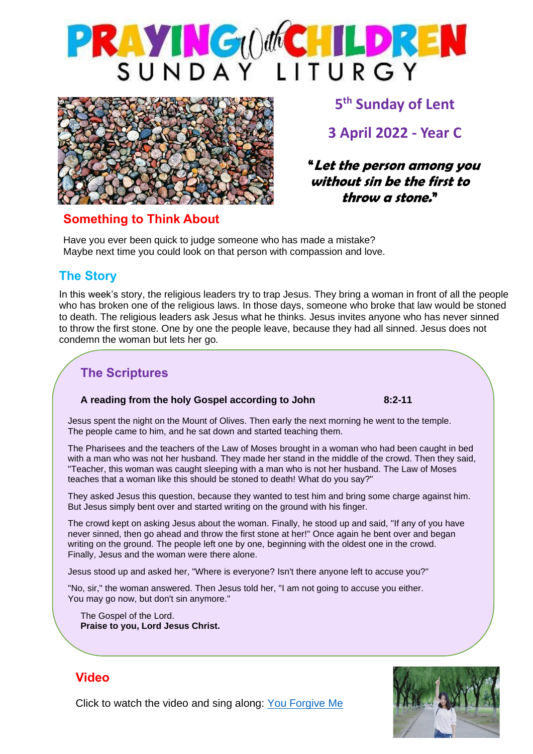# PRAYING with CHILDREN
## SUNDAY LITURGY

### 5th Sunday of Lent

### 3 April 2022 - Year C

***"Let the person among you without sin be the first to throw a stone."***

## Something to Think About

Have you ever been quick to judge someone who has made a mistake?
Maybe next time you could look on that person with compassion and love.

## The Story

In this week's story, the religious leaders try to trap Jesus. They bring a woman in front of all the people who has broken one of the religious laws. In those days, someone who broke that law would be stoned to death. The religious leaders ask Jesus what he thinks. Jesus invites anyone who has never sinned to throw the first stone. One by one the people leave, because they had all sinned. Jesus does not condemn the woman but lets her go.

## The Scriptures

**A reading from the holy Gospel according to John 8:2-11**

Jesus spent the night on the Mount of Olives. Then early the next morning he went to the temple. The people came to him, and he sat down and started teaching them.

The Pharisees and the teachers of the Law of Moses brought in a woman who had been caught in bed with a man who was not her husband. They made her stand in the middle of the crowd. Then they said, "Teacher, this woman was caught sleeping with a man who is not her husband. The Law of Moses teaches that a woman like this should be stoned to death! What do you say?"

They asked Jesus this question, because they wanted to test him and bring some charge against him. But Jesus simply bent over and started writing on the ground with his finger.

The crowd kept on asking Jesus about the woman. Finally, he stood up and said, "If any of you have never sinned, then go ahead and throw the first stone at her!" Once again he bent over and began writing on the ground. The people left one by one, beginning with the oldest one in the crowd. Finally, Jesus and the woman were there alone.

Jesus stood up and asked her, "Where is everyone? Isn't there anyone left to accuse you?"

"No, sir," the woman answered. Then Jesus told her, "I am not going to accuse you either. You may go now, but don't sin anymore."

The Gospel of the Lord.
**Praise to you, Lord Jesus Christ.**

## Video

Click to watch the video and sing along: You Forgive Me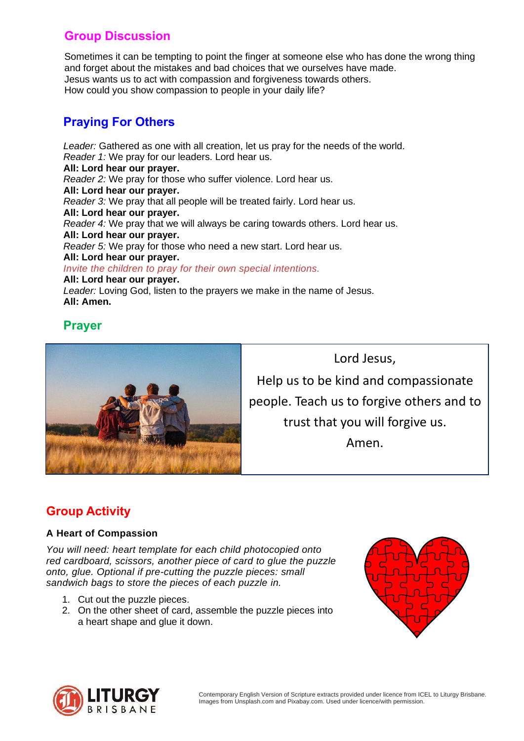## Group Discussion

Sometimes it can be tempting to point the finger at someone else who has done the wrong thing and forget about the mistakes and bad choices that we ourselves have made.
Jesus wants us to act with compassion and forgiveness towards others.
How could you show compassion to people in your daily life?

## Praying For Others

*Leader:* Gathered as one with all creation, let us pray for the needs of the world.
*Reader 1:* We pray for our leaders. Lord hear us.
**All: Lord hear our prayer.**
*Reader 2:* We pray for those who suffer violence. Lord hear us.
**All: Lord hear our prayer.**
*Reader 3:* We pray that all people will be treated fairly. Lord hear us.
**All: Lord hear our prayer.**
*Reader 4:* We pray that we will always be caring towards others. Lord hear us.
**All: Lord hear our prayer.**
*Reader 5:* We pray for those who need a new start. Lord hear us.
**All: Lord hear our prayer.**
*Invite the children to pray for their own special intentions.*
**All: Lord hear our prayer.**
*Leader:* Loving God, listen to the prayers we make in the name of Jesus.
**All: Amen.**

## Prayer

Lord Jesus,
Help us to be kind and compassionate people. Teach us to forgive others and to trust that you will forgive us.
Amen.

## Group Activity

### A Heart of Compassion

*You will need: heart template for each child photocopied onto red cardboard, scissors, another piece of card to glue the puzzle onto, glue. Optional if pre-cutting the puzzle pieces: small sandwich bags to store the pieces of each puzzle in.*

1. Cut out the puzzle pieces.
2. On the other sheet of card, assemble the puzzle pieces into a heart shape and glue it down.

Contemporary English Version of Scripture extracts provided under licence from ICEL to Liturgy Brisbane.
Images from Unsplash.com and Pixabay.com. Used under licence/with permission.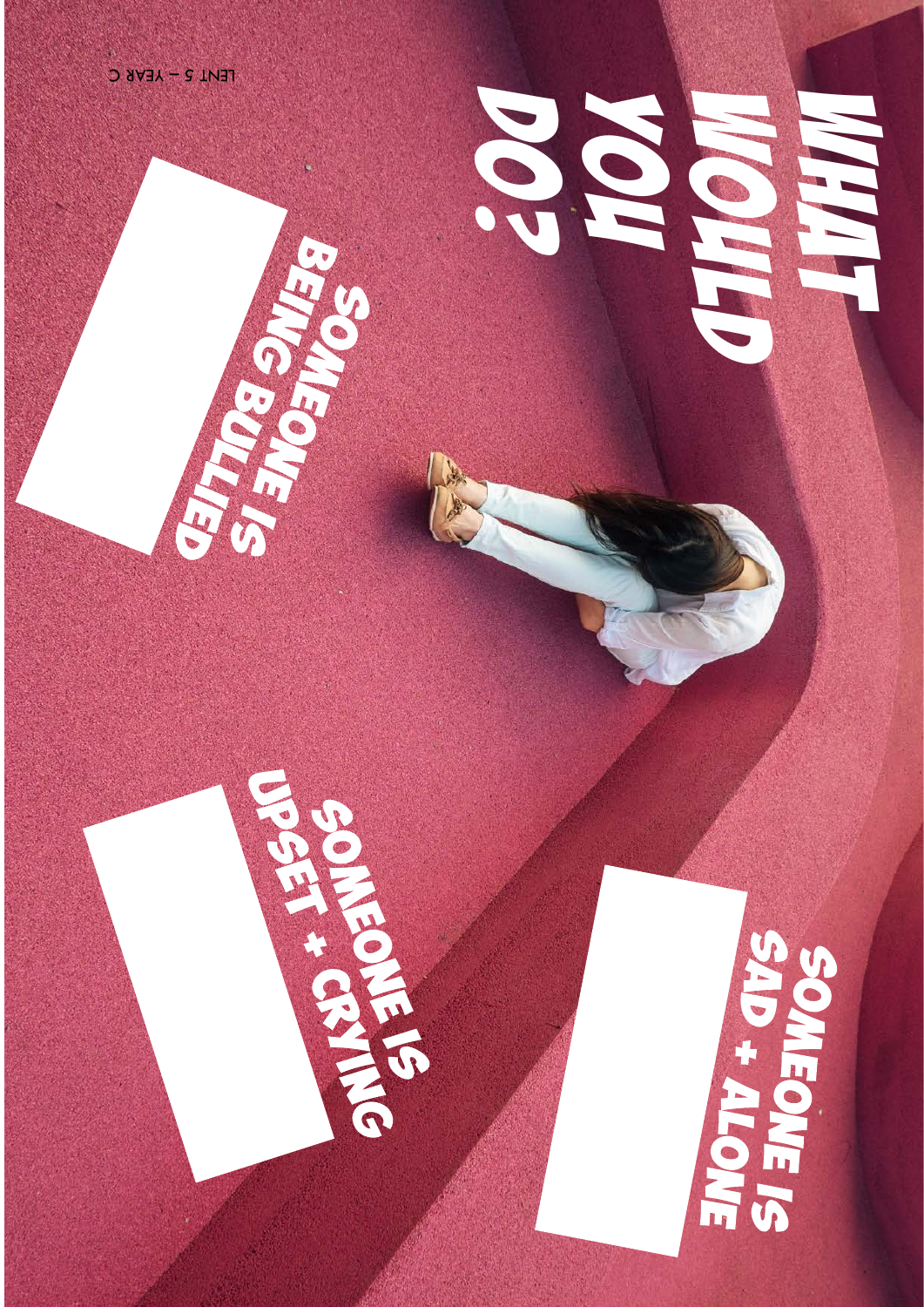# WHAT WOULD YOU DO?

**SOMEONE IS BEING BULLIED**

**SOMEONE IS UPSET + CRYING**

**SOMEONE IS SAD + ALONE**